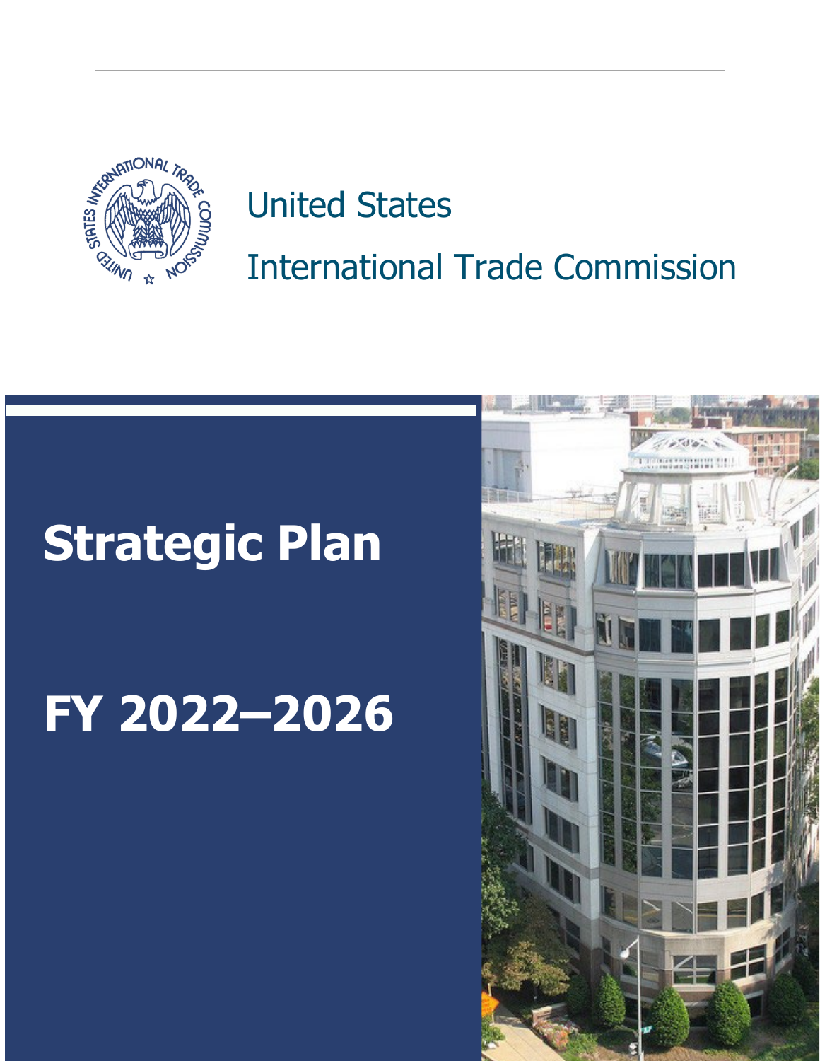United States

International Trade Commission

# Strategic Plan

# FY 2022–2026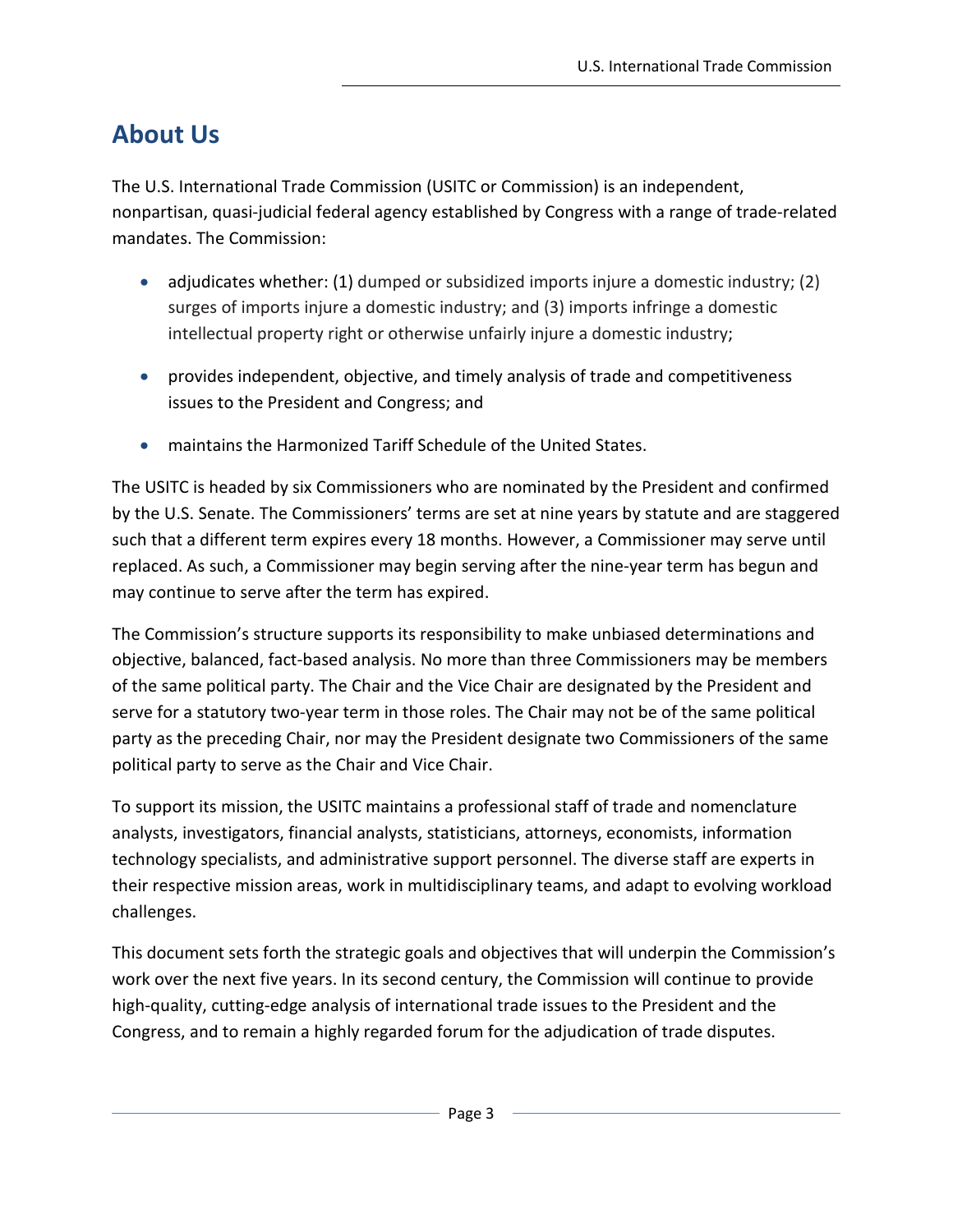# About Us

The U.S. International Trade Commission (USITC or Commission) is an independent, nonpartisan, quasi-judicial federal agency established by Congress with a range of trade-related mandates. The Commission:

- adjudicates whether: (1) dumped or subsidized imports injure a domestic industry; (2) surges of imports injure a domestic industry; and (3) imports infringe a domestic intellectual property right or otherwise unfairly injure a domestic industry;
- provides independent, objective, and timely analysis of trade and competitiveness issues to the President and Congress; and
- maintains the Harmonized Tariff Schedule of the United States.

The USITC is headed by six Commissioners who are nominated by the President and confirmed by the U.S. Senate. The Commissioners' terms are set at nine years by statute and are staggered such that a different term expires every 18 months. However, a Commissioner may serve until replaced. As such, a Commissioner may begin serving after the nine-year term has begun and may continue to serve after the term has expired.

The Commission's structure supports its responsibility to make unbiased determinations and objective, balanced, fact-based analysis. No more than three Commissioners may be members of the same political party. The Chair and the Vice Chair are designated by the President and serve for a statutory two-year term in those roles. The Chair may not be of the same political party as the preceding Chair, nor may the President designate two Commissioners of the same political party to serve as the Chair and Vice Chair.

To support its mission, the USITC maintains a professional staff of trade and nomenclature analysts, investigators, financial analysts, statisticians, attorneys, economists, information technology specialists, and administrative support personnel. The diverse staff are experts in their respective mission areas, work in multidisciplinary teams, and adapt to evolving workload challenges.

This document sets forth the strategic goals and objectives that will underpin the Commission's work over the next five years. In its second century, the Commission will continue to provide high-quality, cutting-edge analysis of international trade issues to the President and the Congress, and to remain a highly regarded forum for the adjudication of trade disputes.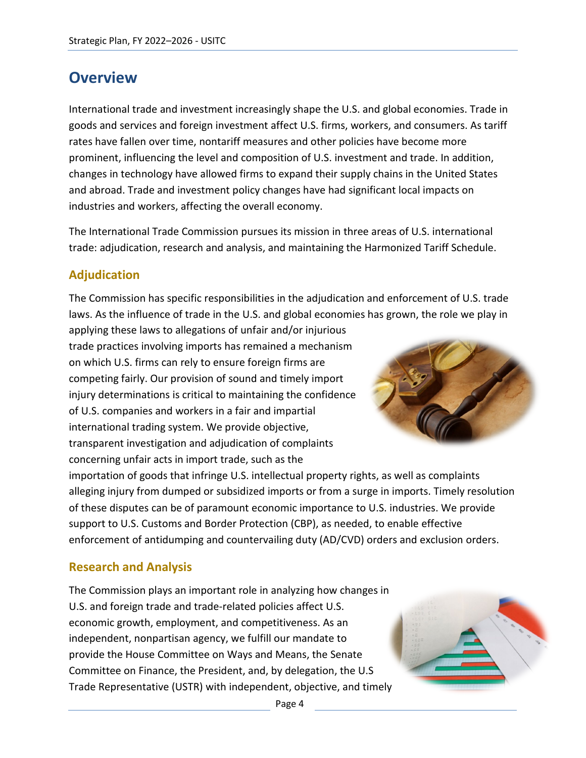# Overview

International trade and investment increasingly shape the U.S. and global economies. Trade in goods and services and foreign investment affect U.S. firms, workers, and consumers. As tariff rates have fallen over time, nontariff measures and other policies have become more prominent, influencing the level and composition of U.S. investment and trade. In addition, changes in technology have allowed firms to expand their supply chains in the United States and abroad. Trade and investment policy changes have had significant local impacts on industries and workers, affecting the overall economy.

The International Trade Commission pursues its mission in three areas of U.S. international trade: adjudication, research and analysis, and maintaining the Harmonized Tariff Schedule.

## Adjudication

The Commission has specific responsibilities in the adjudication and enforcement of U.S. trade laws. As the influence of trade in the U.S. and global economies has grown, the role we play in applying these laws to allegations of unfair and/or injurious trade practices involving imports has remained a mechanism on which U.S. firms can rely to ensure foreign firms are competing fairly. Our provision of sound and timely import injury determinations is critical to maintaining the confidence of U.S. companies and workers in a fair and impartial international trading system. We provide objective, transparent investigation and adjudication of complaints concerning unfair acts in import trade, such as the importation of goods that infringe U.S. intellectual property rights, as well as complaints alleging injury from dumped or subsidized imports or from a surge in imports. Timely resolution of these disputes can be of paramount economic importance to U.S. industries. We provide support to U.S. Customs and Border Protection (CBP), as needed, to enable effective enforcement of antidumping and countervailing duty (AD/CVD) orders and exclusion orders.

## Research and Analysis

The Commission plays an important role in analyzing how changes in U.S. and foreign trade and trade-related policies affect U.S. economic growth, employment, and competitiveness. As an independent, nonpartisan agency, we fulfill our mandate to provide the House Committee on Ways and Means, the Senate Committee on Finance, the President, and, by delegation, the U.S Trade Representative (USTR) with independent, objective, and timely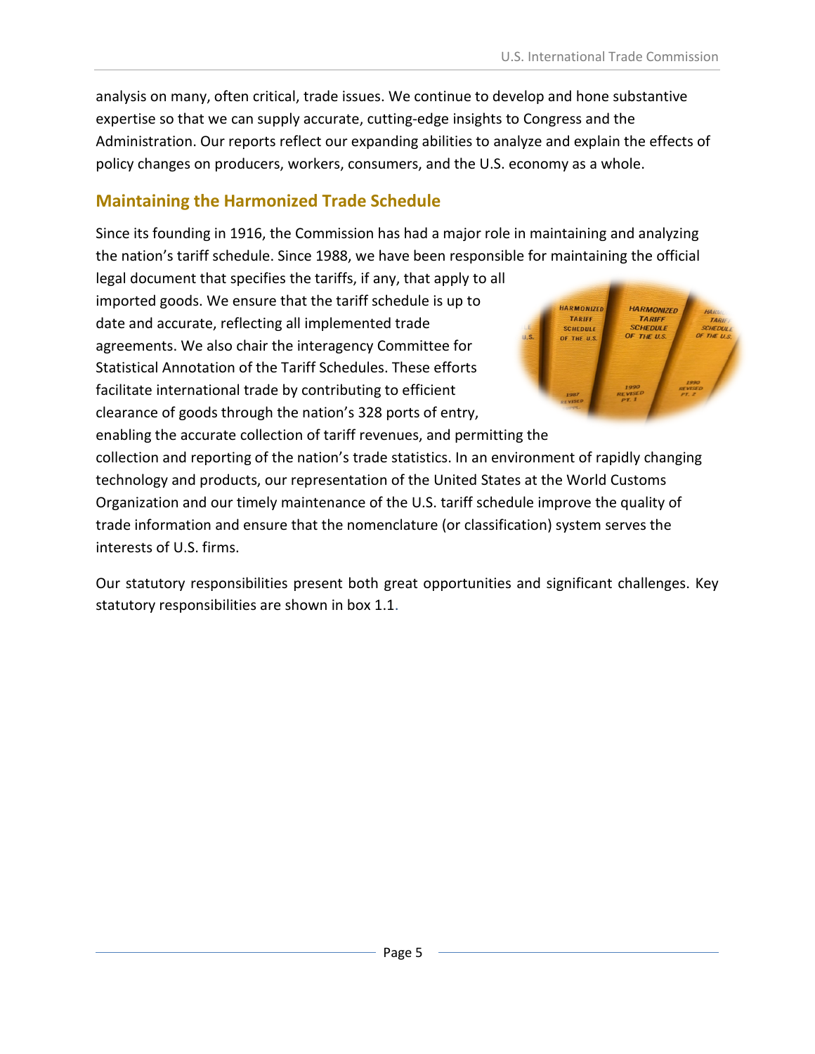analysis on many, often critical, trade issues. We continue to develop and hone substantive expertise so that we can supply accurate, cutting-edge insights to Congress and the Administration. Our reports reflect our expanding abilities to analyze and explain the effects of policy changes on producers, workers, consumers, and the U.S. economy as a whole.

## Maintaining the Harmonized Trade Schedule

Since its founding in 1916, the Commission has had a major role in maintaining and analyzing the nation's tariff schedule. Since 1988, we have been responsible for maintaining the official legal document that specifies the tariffs, if any, that apply to all imported goods. We ensure that the tariff schedule is up to date and accurate, reflecting all implemented trade agreements. We also chair the interagency Committee for Statistical Annotation of the Tariff Schedules. These efforts facilitate international trade by contributing to efficient clearance of goods through the nation's 328 ports of entry, enabling the accurate collection of tariff revenues, and permitting the collection and reporting of the nation's trade statistics. In an environment of rapidly changing technology and products, our representation of the United States at the World Customs Organization and our timely maintenance of the U.S. tariff schedule improve the quality of trade information and ensure that the nomenclature (or classification) system serves the interests of U.S. firms.

Our statutory responsibilities present both great opportunities and significant challenges. Key statutory responsibilities are shown in box 1.1.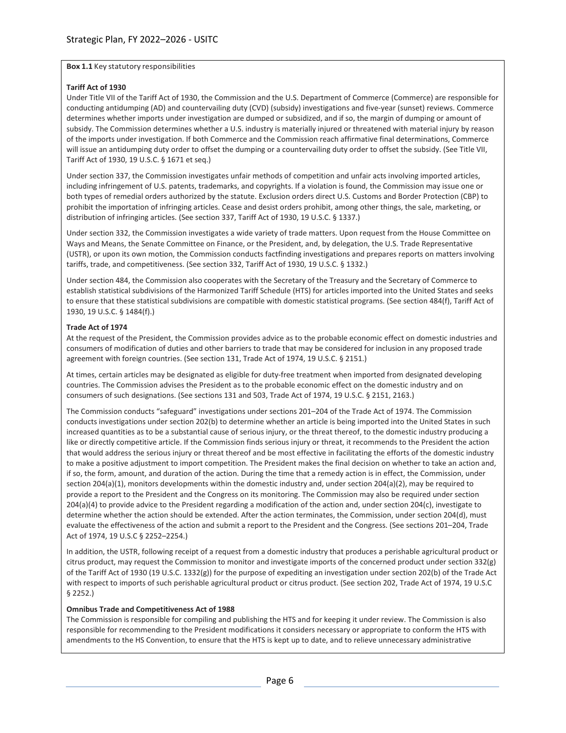**Box 1.1** Key statutory responsibilities

**Tariff Act of 1930**

Under Title VII of the Tariff Act of 1930, the Commission and the U.S. Department of Commerce (Commerce) are responsible for conducting antidumping (AD) and countervailing duty (CVD) (subsidy) investigations and five-year (sunset) reviews. Commerce determines whether imports under investigation are dumped or subsidized, and if so, the margin of dumping or amount of subsidy. The Commission determines whether a U.S. industry is materially injured or threatened with material injury by reason of the imports under investigation. If both Commerce and the Commission reach affirmative final determinations, Commerce will issue an antidumping duty order to offset the dumping or a countervailing duty order to offset the subsidy. (See Title VII, Tariff Act of 1930, 19 U.S.C. § 1671 et seq.)

Under section 337, the Commission investigates unfair methods of competition and unfair acts involving imported articles, including infringement of U.S. patents, trademarks, and copyrights. If a violation is found, the Commission may issue one or both types of remedial orders authorized by the statute. Exclusion orders direct U.S. Customs and Border Protection (CBP) to prohibit the importation of infringing articles. Cease and desist orders prohibit, among other things, the sale, marketing, or distribution of infringing articles. (See section 337, Tariff Act of 1930, 19 U.S.C. § 1337.)

Under section 332, the Commission investigates a wide variety of trade matters. Upon request from the House Committee on Ways and Means, the Senate Committee on Finance, or the President, and, by delegation, the U.S. Trade Representative (USTR), or upon its own motion, the Commission conducts factfinding investigations and prepares reports on matters involving tariffs, trade, and competitiveness. (See section 332, Tariff Act of 1930, 19 U.S.C. § 1332.)

Under section 484, the Commission also cooperates with the Secretary of the Treasury and the Secretary of Commerce to establish statistical subdivisions of the Harmonized Tariff Schedule (HTS) for articles imported into the United States and seeks to ensure that these statistical subdivisions are compatible with domestic statistical programs. (See section 484(f), Tariff Act of 1930, 19 U.S.C. § 1484(f).)

**Trade Act of 1974**

At the request of the President, the Commission provides advice as to the probable economic effect on domestic industries and consumers of modification of duties and other barriers to trade that may be considered for inclusion in any proposed trade agreement with foreign countries. (See section 131, Trade Act of 1974, 19 U.S.C. § 2151.)

At times, certain articles may be designated as eligible for duty-free treatment when imported from designated developing countries. The Commission advises the President as to the probable economic effect on the domestic industry and on consumers of such designations. (See sections 131 and 503, Trade Act of 1974, 19 U.S.C. § 2151, 2163.)

The Commission conducts "safeguard" investigations under sections 201–204 of the Trade Act of 1974. The Commission conducts investigations under section 202(b) to determine whether an article is being imported into the United States in such increased quantities as to be a substantial cause of serious injury, or the threat thereof, to the domestic industry producing a like or directly competitive article. If the Commission finds serious injury or threat, it recommends to the President the action that would address the serious injury or threat thereof and be most effective in facilitating the efforts of the domestic industry to make a positive adjustment to import competition. The President makes the final decision on whether to take an action and, if so, the form, amount, and duration of the action. During the time that a remedy action is in effect, the Commission, under section 204(a)(1), monitors developments within the domestic industry and, under section 204(a)(2), may be required to provide a report to the President and the Congress on its monitoring. The Commission may also be required under section 204(a)(4) to provide advice to the President regarding a modification of the action and, under section 204(c), investigate to determine whether the action should be extended. After the action terminates, the Commission, under section 204(d), must evaluate the effectiveness of the action and submit a report to the President and the Congress. (See sections 201–204, Trade Act of 1974, 19 U.S.C § 2252–2254.)

In addition, the USTR, following receipt of a request from a domestic industry that produces a perishable agricultural product or citrus product, may request the Commission to monitor and investigate imports of the concerned product under section 332(g) of the Tariff Act of 1930 (19 U.S.C. 1332(g)) for the purpose of expediting an investigation under section 202(b) of the Trade Act with respect to imports of such perishable agricultural product or citrus product. (See section 202, Trade Act of 1974, 19 U.S.C § 2252.)

**Omnibus Trade and Competitiveness Act of 1988**

The Commission is responsible for compiling and publishing the HTS and for keeping it under review. The Commission is also responsible for recommending to the President modifications it considers necessary or appropriate to conform the HTS with amendments to the HS Convention, to ensure that the HTS is kept up to date, and to relieve unnecessary administrative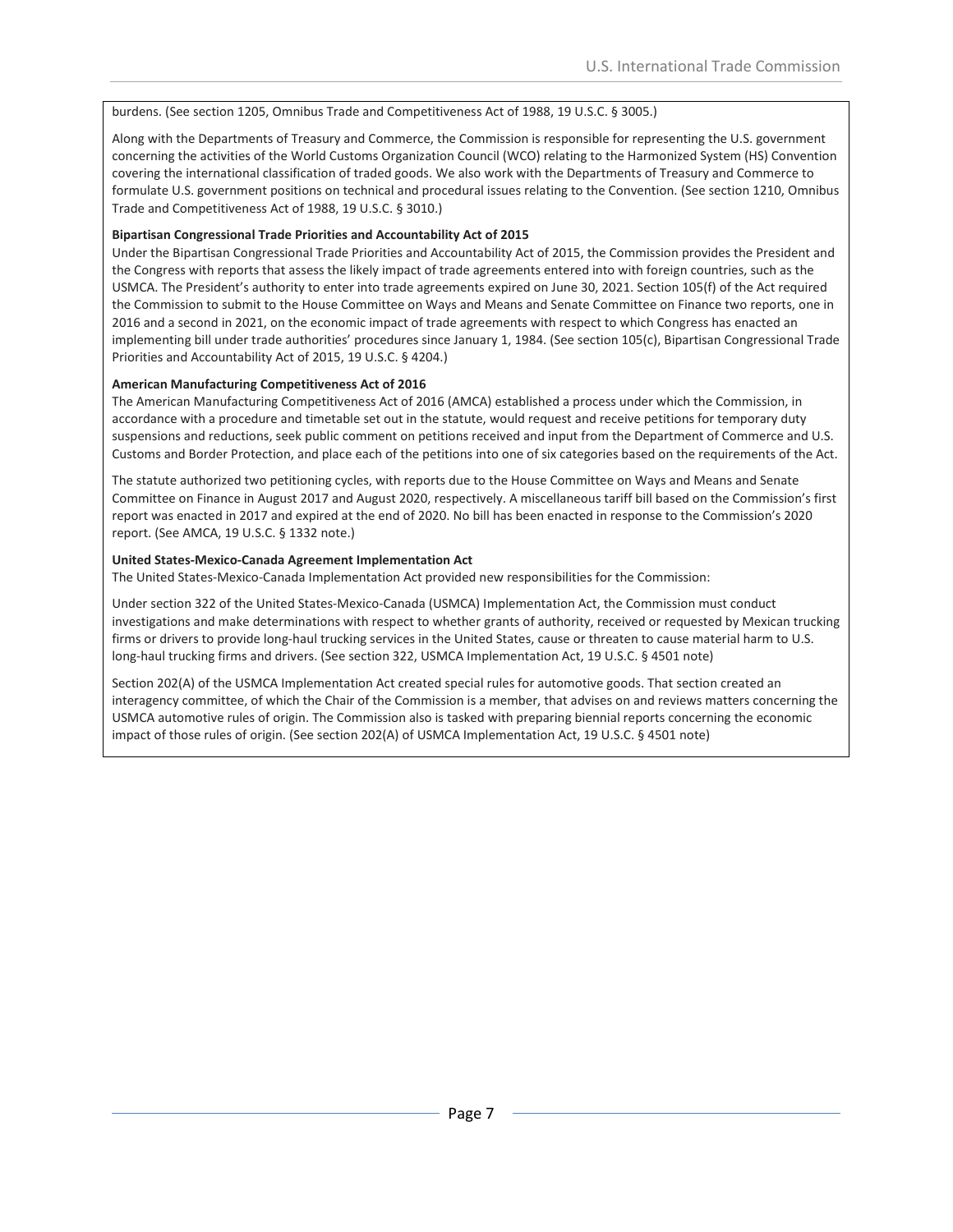burdens. (See section 1205, Omnibus Trade and Competitiveness Act of 1988, 19 U.S.C. § 3005.)

Along with the Departments of Treasury and Commerce, the Commission is responsible for representing the U.S. government concerning the activities of the World Customs Organization Council (WCO) relating to the Harmonized System (HS) Convention covering the international classification of traded goods. We also work with the Departments of Treasury and Commerce to formulate U.S. government positions on technical and procedural issues relating to the Convention. (See section 1210, Omnibus Trade and Competitiveness Act of 1988, 19 U.S.C. § 3010.)

**Bipartisan Congressional Trade Priorities and Accountability Act of 2015**

Under the Bipartisan Congressional Trade Priorities and Accountability Act of 2015, the Commission provides the President and the Congress with reports that assess the likely impact of trade agreements entered into with foreign countries, such as the USMCA. The President's authority to enter into trade agreements expired on June 30, 2021. Section 105(f) of the Act required the Commission to submit to the House Committee on Ways and Means and Senate Committee on Finance two reports, one in 2016 and a second in 2021, on the economic impact of trade agreements with respect to which Congress has enacted an implementing bill under trade authorities' procedures since January 1, 1984. (See section 105(c), Bipartisan Congressional Trade Priorities and Accountability Act of 2015, 19 U.S.C. § 4204.)

**American Manufacturing Competitiveness Act of 2016**

The American Manufacturing Competitiveness Act of 2016 (AMCA) established a process under which the Commission, in accordance with a procedure and timetable set out in the statute, would request and receive petitions for temporary duty suspensions and reductions, seek public comment on petitions received and input from the Department of Commerce and U.S. Customs and Border Protection, and place each of the petitions into one of six categories based on the requirements of the Act.

The statute authorized two petitioning cycles, with reports due to the House Committee on Ways and Means and Senate Committee on Finance in August 2017 and August 2020, respectively. A miscellaneous tariff bill based on the Commission's first report was enacted in 2017 and expired at the end of 2020. No bill has been enacted in response to the Commission's 2020 report. (See AMCA, 19 U.S.C. § 1332 note.)

**United States-Mexico-Canada Agreement Implementation Act**

The United States-Mexico-Canada Agreement Implementation Act provided new responsibilities for the Commission:

Under section 322 of the United States-Mexico-Canada (USMCA) Implementation Act, the Commission must conduct investigations and make determinations with respect to whether grants of authority, received or requested by Mexican trucking firms or drivers to provide long-haul trucking services in the United States, cause or threaten to cause material harm to U.S. long-haul trucking firms and drivers. (See section 322, USMCA Implementation Act, 19 U.S.C. § 4501 note)

Section 202(A) of the USMCA Implementation Act created special rules for automotive goods. That section created an interagency committee, of which the Chair of the Commission is a member, that advises on and reviews matters concerning the USMCA automotive rules of origin. The Commission also is tasked with preparing biennial reports concerning the economic impact of those rules of origin. (See section 202(A) of USMCA Implementation Act, 19 U.S.C. § 4501 note)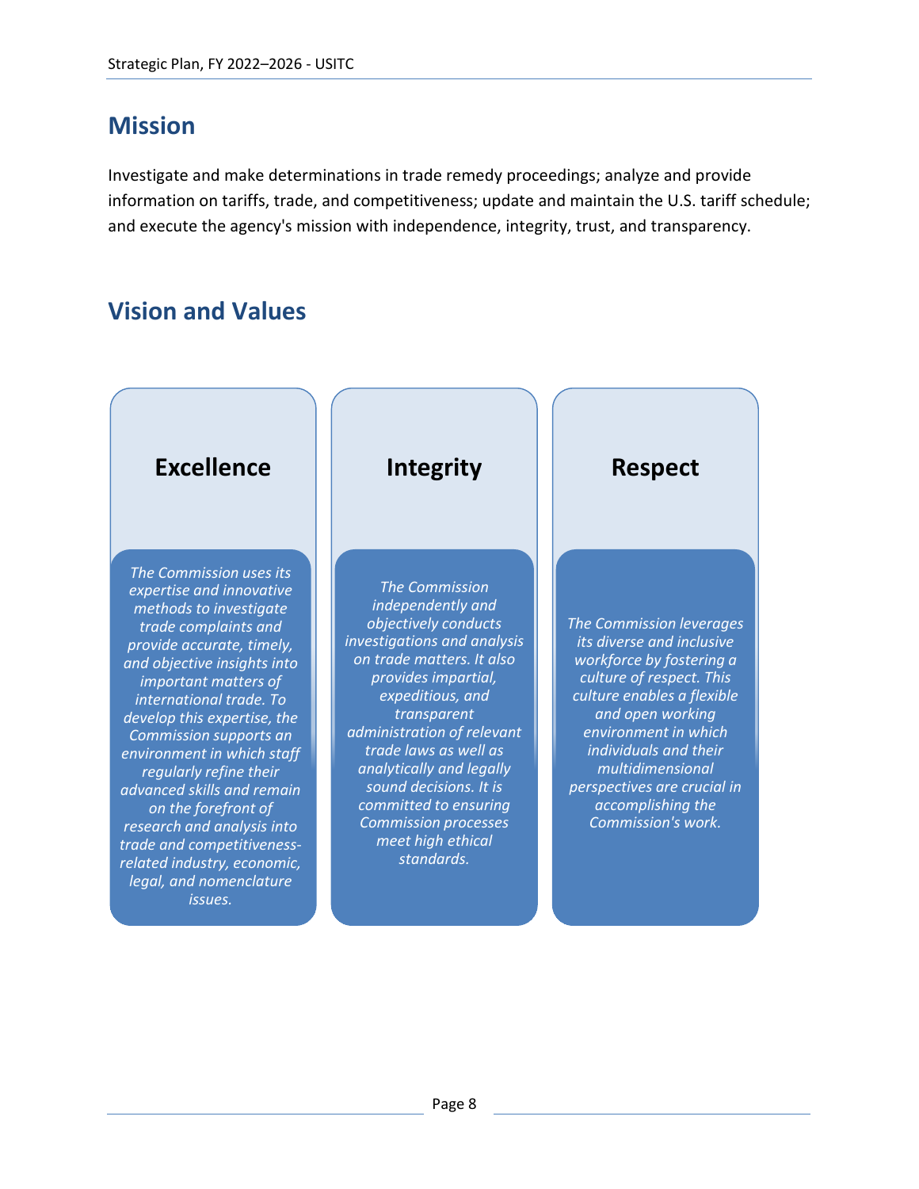## Mission

Investigate and make determinations in trade remedy proceedings; analyze and provide information on tariffs, trade, and competitiveness; update and maintain the U.S. tariff schedule; and execute the agency's mission with independence, integrity, trust, and transparency.

## Vision and Values

### Excellence

*The Commission uses its expertise and innovative methods to investigate trade complaints and provide accurate, timely, and objective insights into important matters of international trade. To develop this expertise, the Commission supports an environment in which staff regularly refine their advanced skills and remain on the forefront of research and analysis into trade and competitiveness-related industry, economic, legal, and nomenclature issues.*

### Integrity

*The Commission independently and objectively conducts investigations and analysis on trade matters. It also provides impartial, expeditious, and transparent administration of relevant trade laws as well as analytically and legally sound decisions. It is committed to ensuring Commission processes meet high ethical standards.*

### Respect

*The Commission leverages its diverse and inclusive workforce by fostering a culture of respect. This culture enables a flexible and open working environment in which individuals and their multidimensional perspectives are crucial in accomplishing the Commission's work.*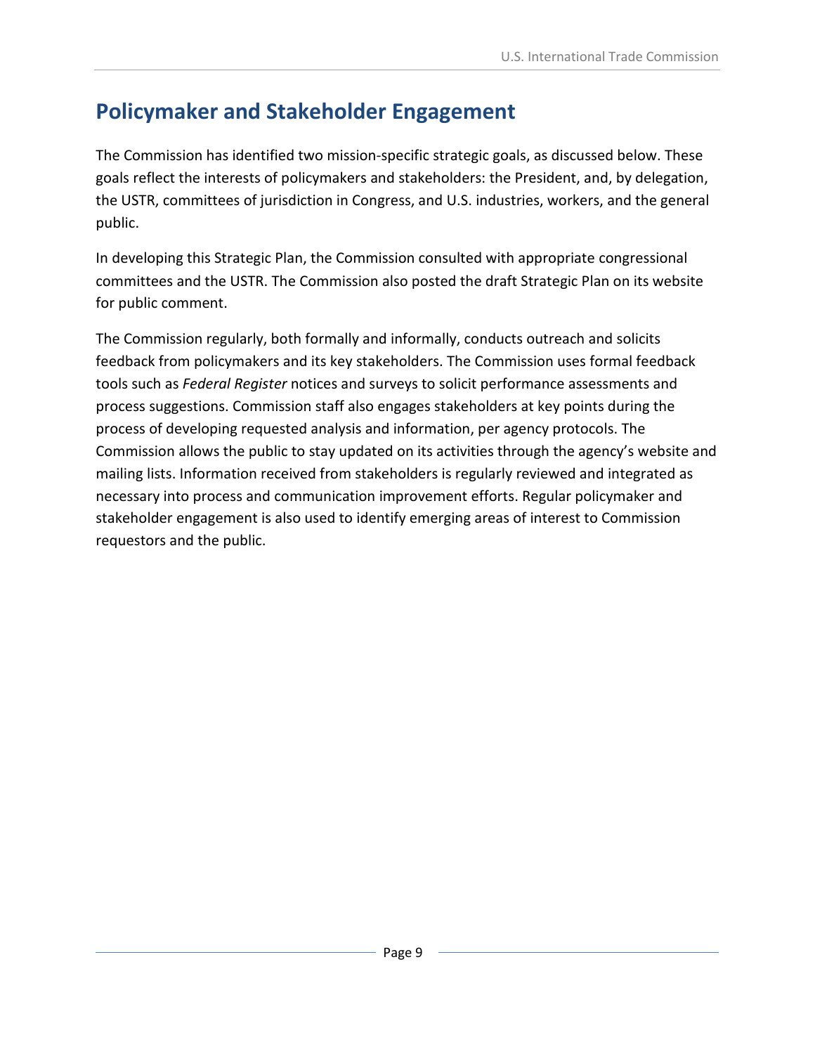## Policymaker and Stakeholder Engagement

The Commission has identified two mission-specific strategic goals, as discussed below. These goals reflect the interests of policymakers and stakeholders: the President, and, by delegation, the USTR, committees of jurisdiction in Congress, and U.S. industries, workers, and the general public.

In developing this Strategic Plan, the Commission consulted with appropriate congressional committees and the USTR. The Commission also posted the draft Strategic Plan on its website for public comment.

The Commission regularly, both formally and informally, conducts outreach and solicits feedback from policymakers and its key stakeholders. The Commission uses formal feedback tools such as *Federal Register* notices and surveys to solicit performance assessments and process suggestions. Commission staff also engages stakeholders at key points during the process of developing requested analysis and information, per agency protocols. The Commission allows the public to stay updated on its activities through the agency's website and mailing lists. Information received from stakeholders is regularly reviewed and integrated as necessary into process and communication improvement efforts. Regular policymaker and stakeholder engagement is also used to identify emerging areas of interest to Commission requestors and the public.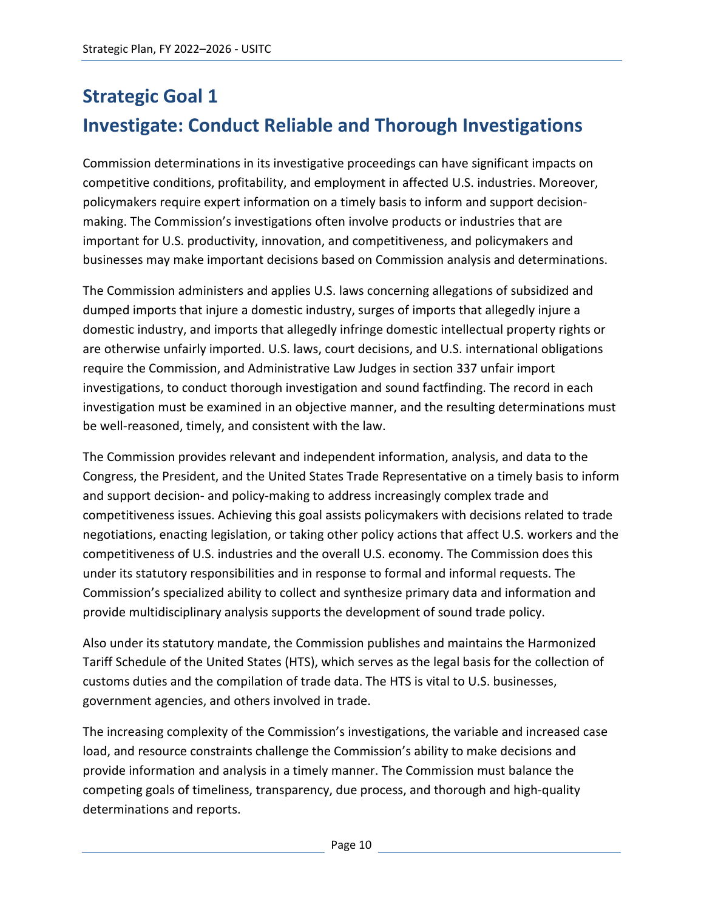# Strategic Goal 1

# Investigate: Conduct Reliable and Thorough Investigations

Commission determinations in its investigative proceedings can have significant impacts on competitive conditions, profitability, and employment in affected U.S. industries. Moreover, policymakers require expert information on a timely basis to inform and support decision-making. The Commission's investigations often involve products or industries that are important for U.S. productivity, innovation, and competitiveness, and policymakers and businesses may make important decisions based on Commission analysis and determinations.

The Commission administers and applies U.S. laws concerning allegations of subsidized and dumped imports that injure a domestic industry, surges of imports that allegedly injure a domestic industry, and imports that allegedly infringe domestic intellectual property rights or are otherwise unfairly imported. U.S. laws, court decisions, and U.S. international obligations require the Commission, and Administrative Law Judges in section 337 unfair import investigations, to conduct thorough investigation and sound factfinding. The record in each investigation must be examined in an objective manner, and the resulting determinations must be well-reasoned, timely, and consistent with the law.

The Commission provides relevant and independent information, analysis, and data to the Congress, the President, and the United States Trade Representative on a timely basis to inform and support decision- and policy-making to address increasingly complex trade and competitiveness issues. Achieving this goal assists policymakers with decisions related to trade negotiations, enacting legislation, or taking other policy actions that affect U.S. workers and the competitiveness of U.S. industries and the overall U.S. economy. The Commission does this under its statutory responsibilities and in response to formal and informal requests. The Commission's specialized ability to collect and synthesize primary data and information and provide multidisciplinary analysis supports the development of sound trade policy.

Also under its statutory mandate, the Commission publishes and maintains the Harmonized Tariff Schedule of the United States (HTS), which serves as the legal basis for the collection of customs duties and the compilation of trade data. The HTS is vital to U.S. businesses, government agencies, and others involved in trade.

The increasing complexity of the Commission's investigations, the variable and increased case load, and resource constraints challenge the Commission's ability to make decisions and provide information and analysis in a timely manner. The Commission must balance the competing goals of timeliness, transparency, due process, and thorough and high-quality determinations and reports.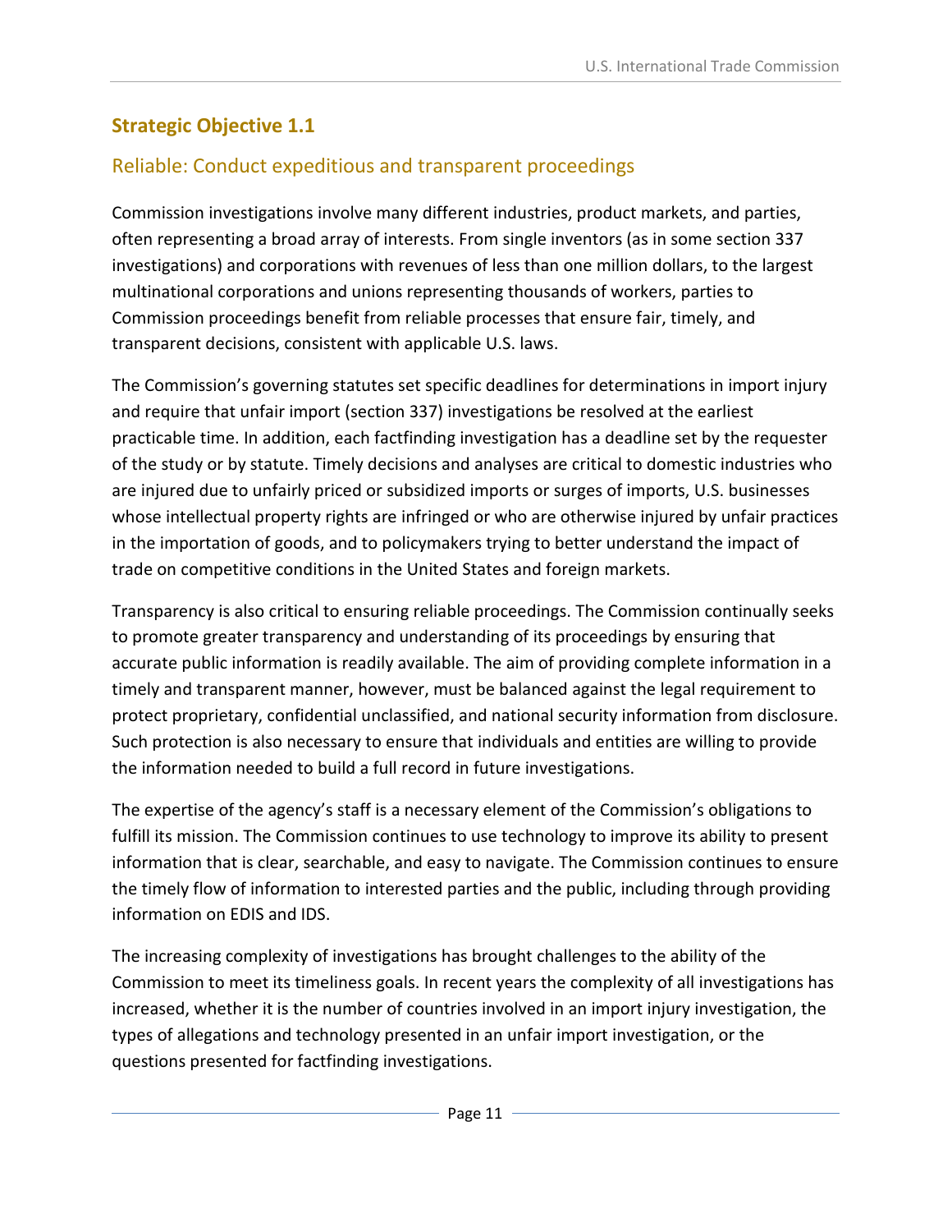## Strategic Objective 1.1

### Reliable: Conduct expeditious and transparent proceedings

Commission investigations involve many different industries, product markets, and parties, often representing a broad array of interests. From single inventors (as in some section 337 investigations) and corporations with revenues of less than one million dollars, to the largest multinational corporations and unions representing thousands of workers, parties to Commission proceedings benefit from reliable processes that ensure fair, timely, and transparent decisions, consistent with applicable U.S. laws.

The Commission's governing statutes set specific deadlines for determinations in import injury and require that unfair import (section 337) investigations be resolved at the earliest practicable time. In addition, each factfinding investigation has a deadline set by the requester of the study or by statute. Timely decisions and analyses are critical to domestic industries who are injured due to unfairly priced or subsidized imports or surges of imports, U.S. businesses whose intellectual property rights are infringed or who are otherwise injured by unfair practices in the importation of goods, and to policymakers trying to better understand the impact of trade on competitive conditions in the United States and foreign markets.

Transparency is also critical to ensuring reliable proceedings. The Commission continually seeks to promote greater transparency and understanding of its proceedings by ensuring that accurate public information is readily available. The aim of providing complete information in a timely and transparent manner, however, must be balanced against the legal requirement to protect proprietary, confidential unclassified, and national security information from disclosure. Such protection is also necessary to ensure that individuals and entities are willing to provide the information needed to build a full record in future investigations.

The expertise of the agency's staff is a necessary element of the Commission's obligations to fulfill its mission. The Commission continues to use technology to improve its ability to present information that is clear, searchable, and easy to navigate. The Commission continues to ensure the timely flow of information to interested parties and the public, including through providing information on EDIS and IDS.

The increasing complexity of investigations has brought challenges to the ability of the Commission to meet its timeliness goals. In recent years the complexity of all investigations has increased, whether it is the number of countries involved in an import injury investigation, the types of allegations and technology presented in an unfair import investigation, or the questions presented for factfinding investigations.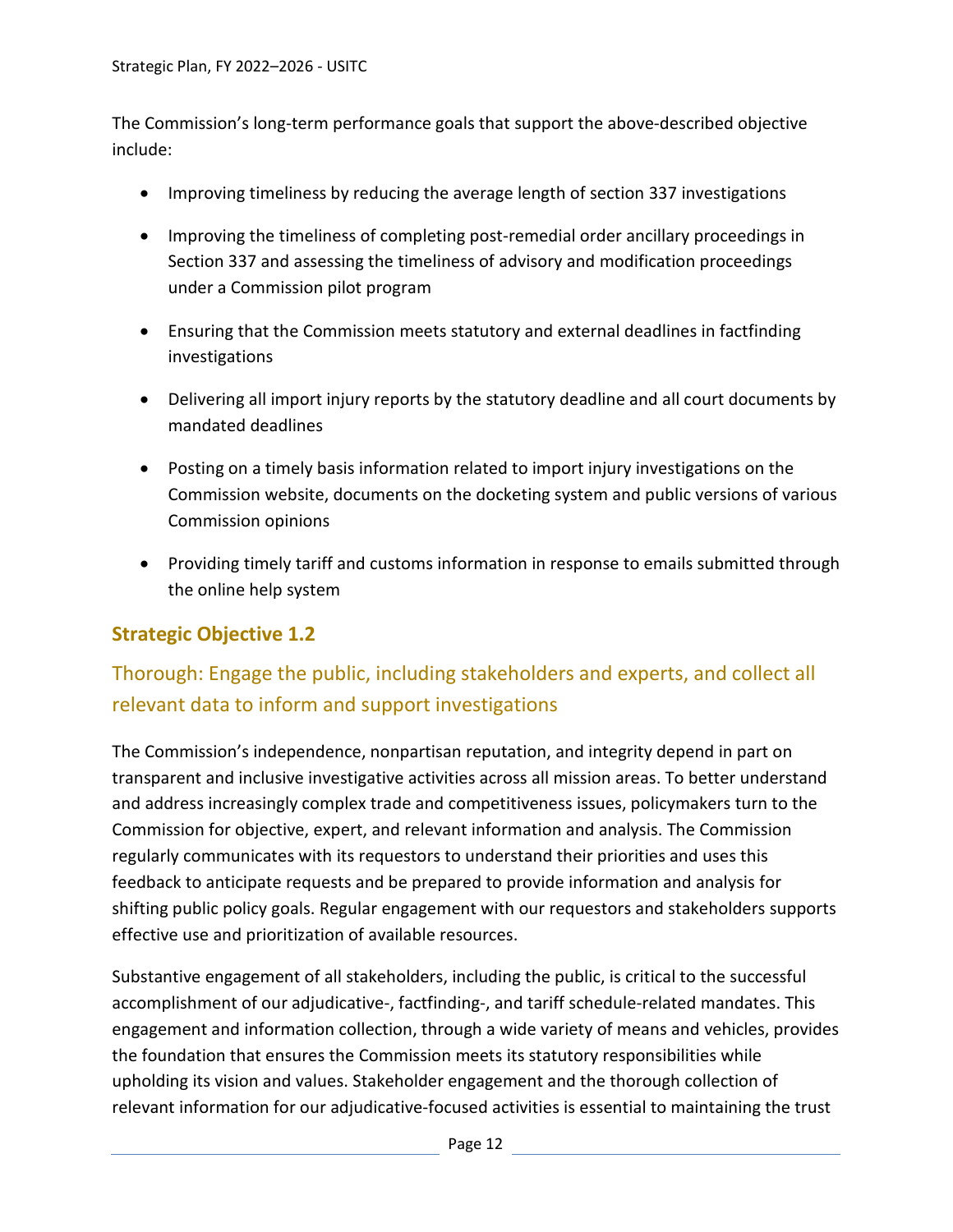The Commission's long-term performance goals that support the above-described objective include:

- Improving timeliness by reducing the average length of section 337 investigations
- Improving the timeliness of completing post-remedial order ancillary proceedings in Section 337 and assessing the timeliness of advisory and modification proceedings under a Commission pilot program
- Ensuring that the Commission meets statutory and external deadlines in factfinding investigations
- Delivering all import injury reports by the statutory deadline and all court documents by mandated deadlines
- Posting on a timely basis information related to import injury investigations on the Commission website, documents on the docketing system and public versions of various Commission opinions
- Providing timely tariff and customs information in response to emails submitted through the online help system

### Strategic Objective 1.2

## Thorough: Engage the public, including stakeholders and experts, and collect all relevant data to inform and support investigations

The Commission's independence, nonpartisan reputation, and integrity depend in part on transparent and inclusive investigative activities across all mission areas. To better understand and address increasingly complex trade and competitiveness issues, policymakers turn to the Commission for objective, expert, and relevant information and analysis. The Commission regularly communicates with its requestors to understand their priorities and uses this feedback to anticipate requests and be prepared to provide information and analysis for shifting public policy goals. Regular engagement with our requestors and stakeholders supports effective use and prioritization of available resources.

Substantive engagement of all stakeholders, including the public, is critical to the successful accomplishment of our adjudicative-, factfinding-, and tariff schedule-related mandates. This engagement and information collection, through a wide variety of means and vehicles, provides the foundation that ensures the Commission meets its statutory responsibilities while upholding its vision and values. Stakeholder engagement and the thorough collection of relevant information for our adjudicative-focused activities is essential to maintaining the trust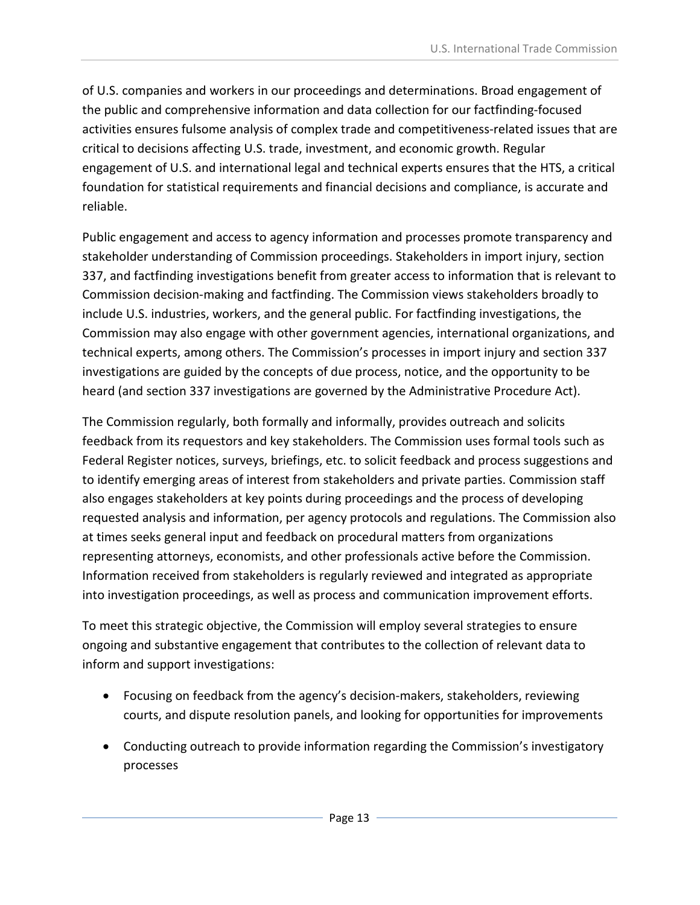of U.S. companies and workers in our proceedings and determinations. Broad engagement of the public and comprehensive information and data collection for our factfinding-focused activities ensures fulsome analysis of complex trade and competitiveness-related issues that are critical to decisions affecting U.S. trade, investment, and economic growth. Regular engagement of U.S. and international legal and technical experts ensures that the HTS, a critical foundation for statistical requirements and financial decisions and compliance, is accurate and reliable.

Public engagement and access to agency information and processes promote transparency and stakeholder understanding of Commission proceedings. Stakeholders in import injury, section 337, and factfinding investigations benefit from greater access to information that is relevant to Commission decision-making and factfinding. The Commission views stakeholders broadly to include U.S. industries, workers, and the general public. For factfinding investigations, the Commission may also engage with other government agencies, international organizations, and technical experts, among others. The Commission's processes in import injury and section 337 investigations are guided by the concepts of due process, notice, and the opportunity to be heard (and section 337 investigations are governed by the Administrative Procedure Act).

The Commission regularly, both formally and informally, provides outreach and solicits feedback from its requestors and key stakeholders. The Commission uses formal tools such as Federal Register notices, surveys, briefings, etc. to solicit feedback and process suggestions and to identify emerging areas of interest from stakeholders and private parties. Commission staff also engages stakeholders at key points during proceedings and the process of developing requested analysis and information, per agency protocols and regulations. The Commission also at times seeks general input and feedback on procedural matters from organizations representing attorneys, economists, and other professionals active before the Commission. Information received from stakeholders is regularly reviewed and integrated as appropriate into investigation proceedings, as well as process and communication improvement efforts.

To meet this strategic objective, the Commission will employ several strategies to ensure ongoing and substantive engagement that contributes to the collection of relevant data to inform and support investigations:

- Focusing on feedback from the agency's decision-makers, stakeholders, reviewing courts, and dispute resolution panels, and looking for opportunities for improvements
- Conducting outreach to provide information regarding the Commission's investigatory processes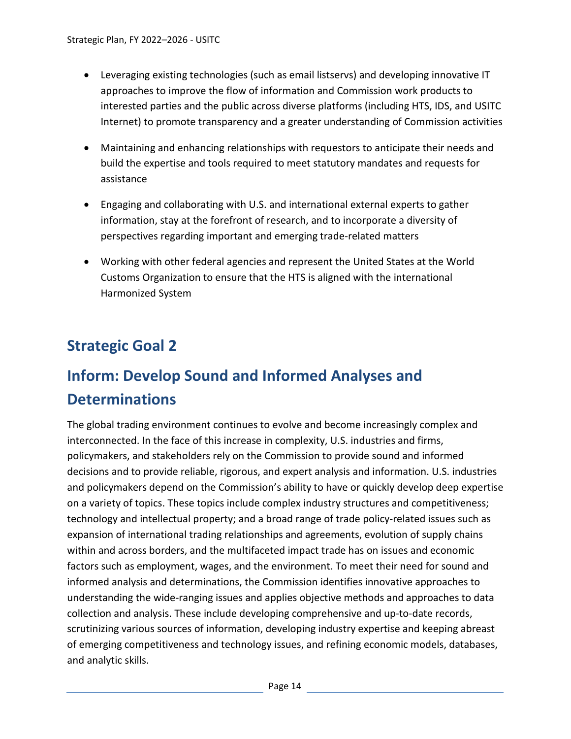- Leveraging existing technologies (such as email listservs) and developing innovative IT approaches to improve the flow of information and Commission work products to interested parties and the public across diverse platforms (including HTS, IDS, and USITC Internet) to promote transparency and a greater understanding of Commission activities
- Maintaining and enhancing relationships with requestors to anticipate their needs and build the expertise and tools required to meet statutory mandates and requests for assistance
- Engaging and collaborating with U.S. and international external experts to gather information, stay at the forefront of research, and to incorporate a diversity of perspectives regarding important and emerging trade-related matters
- Working with other federal agencies and represent the United States at the World Customs Organization to ensure that the HTS is aligned with the international Harmonized System

## Strategic Goal 2

## Inform: Develop Sound and Informed Analyses and Determinations

The global trading environment continues to evolve and become increasingly complex and interconnected. In the face of this increase in complexity, U.S. industries and firms, policymakers, and stakeholders rely on the Commission to provide sound and informed decisions and to provide reliable, rigorous, and expert analysis and information. U.S. industries and policymakers depend on the Commission's ability to have or quickly develop deep expertise on a variety of topics. These topics include complex industry structures and competitiveness; technology and intellectual property; and a broad range of trade policy-related issues such as expansion of international trading relationships and agreements, evolution of supply chains within and across borders, and the multifaceted impact trade has on issues and economic factors such as employment, wages, and the environment. To meet their need for sound and informed analysis and determinations, the Commission identifies innovative approaches to understanding the wide-ranging issues and applies objective methods and approaches to data collection and analysis. These include developing comprehensive and up-to-date records, scrutinizing various sources of information, developing industry expertise and keeping abreast of emerging competitiveness and technology issues, and refining economic models, databases, and analytic skills.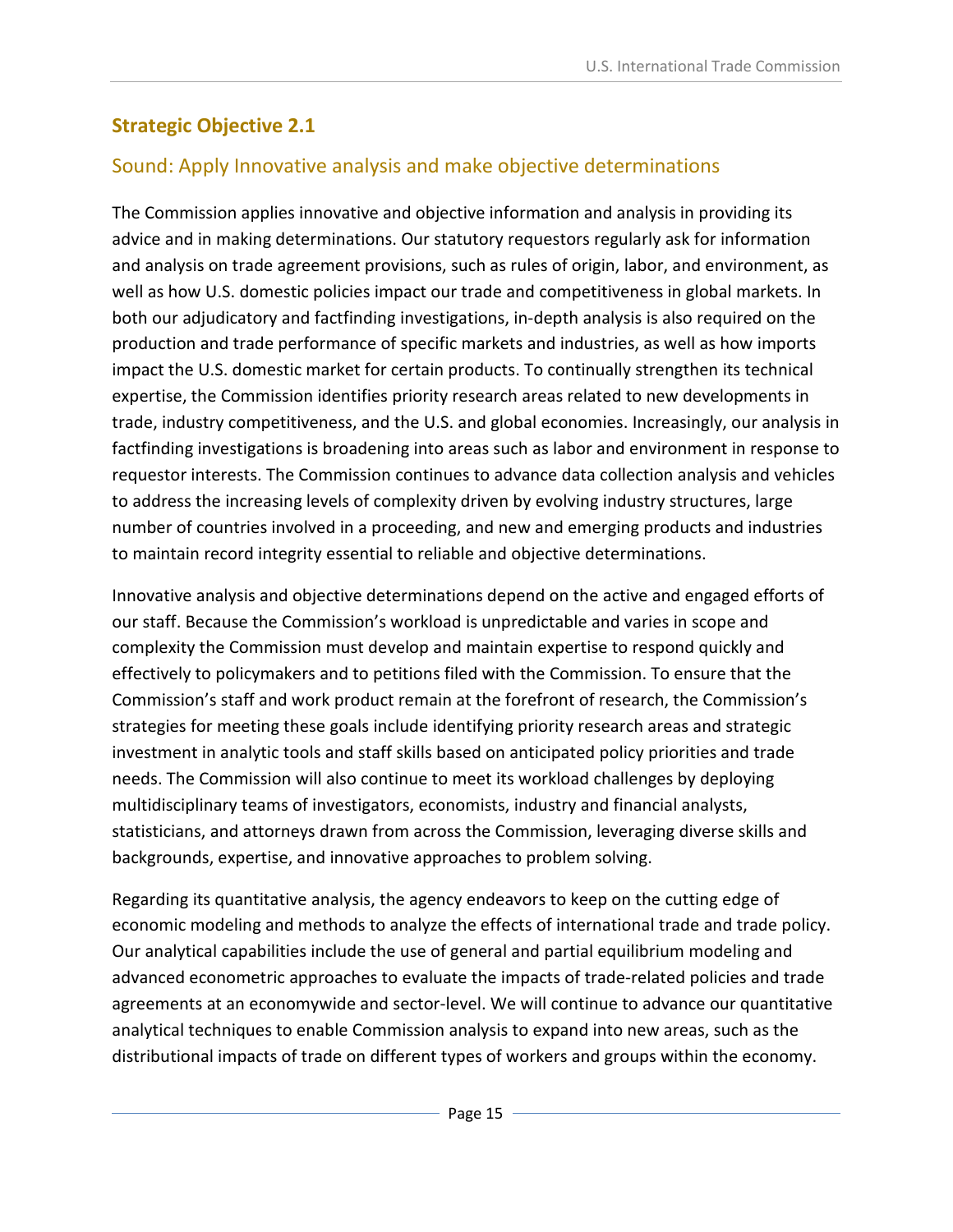## Strategic Objective 2.1

### Sound: Apply Innovative analysis and make objective determinations

The Commission applies innovative and objective information and analysis in providing its advice and in making determinations. Our statutory requestors regularly ask for information and analysis on trade agreement provisions, such as rules of origin, labor, and environment, as well as how U.S. domestic policies impact our trade and competitiveness in global markets. In both our adjudicatory and factfinding investigations, in-depth analysis is also required on the production and trade performance of specific markets and industries, as well as how imports impact the U.S. domestic market for certain products. To continually strengthen its technical expertise, the Commission identifies priority research areas related to new developments in trade, industry competitiveness, and the U.S. and global economies. Increasingly, our analysis in factfinding investigations is broadening into areas such as labor and environment in response to requestor interests. The Commission continues to advance data collection analysis and vehicles to address the increasing levels of complexity driven by evolving industry structures, large number of countries involved in a proceeding, and new and emerging products and industries to maintain record integrity essential to reliable and objective determinations.

Innovative analysis and objective determinations depend on the active and engaged efforts of our staff. Because the Commission's workload is unpredictable and varies in scope and complexity the Commission must develop and maintain expertise to respond quickly and effectively to policymakers and to petitions filed with the Commission. To ensure that the Commission's staff and work product remain at the forefront of research, the Commission's strategies for meeting these goals include identifying priority research areas and strategic investment in analytic tools and staff skills based on anticipated policy priorities and trade needs. The Commission will also continue to meet its workload challenges by deploying multidisciplinary teams of investigators, economists, industry and financial analysts, statisticians, and attorneys drawn from across the Commission, leveraging diverse skills and backgrounds, expertise, and innovative approaches to problem solving.

Regarding its quantitative analysis, the agency endeavors to keep on the cutting edge of economic modeling and methods to analyze the effects of international trade and trade policy. Our analytical capabilities include the use of general and partial equilibrium modeling and advanced econometric approaches to evaluate the impacts of trade-related policies and trade agreements at an economywide and sector-level. We will continue to advance our quantitative analytical techniques to enable Commission analysis to expand into new areas, such as the distributional impacts of trade on different types of workers and groups within the economy.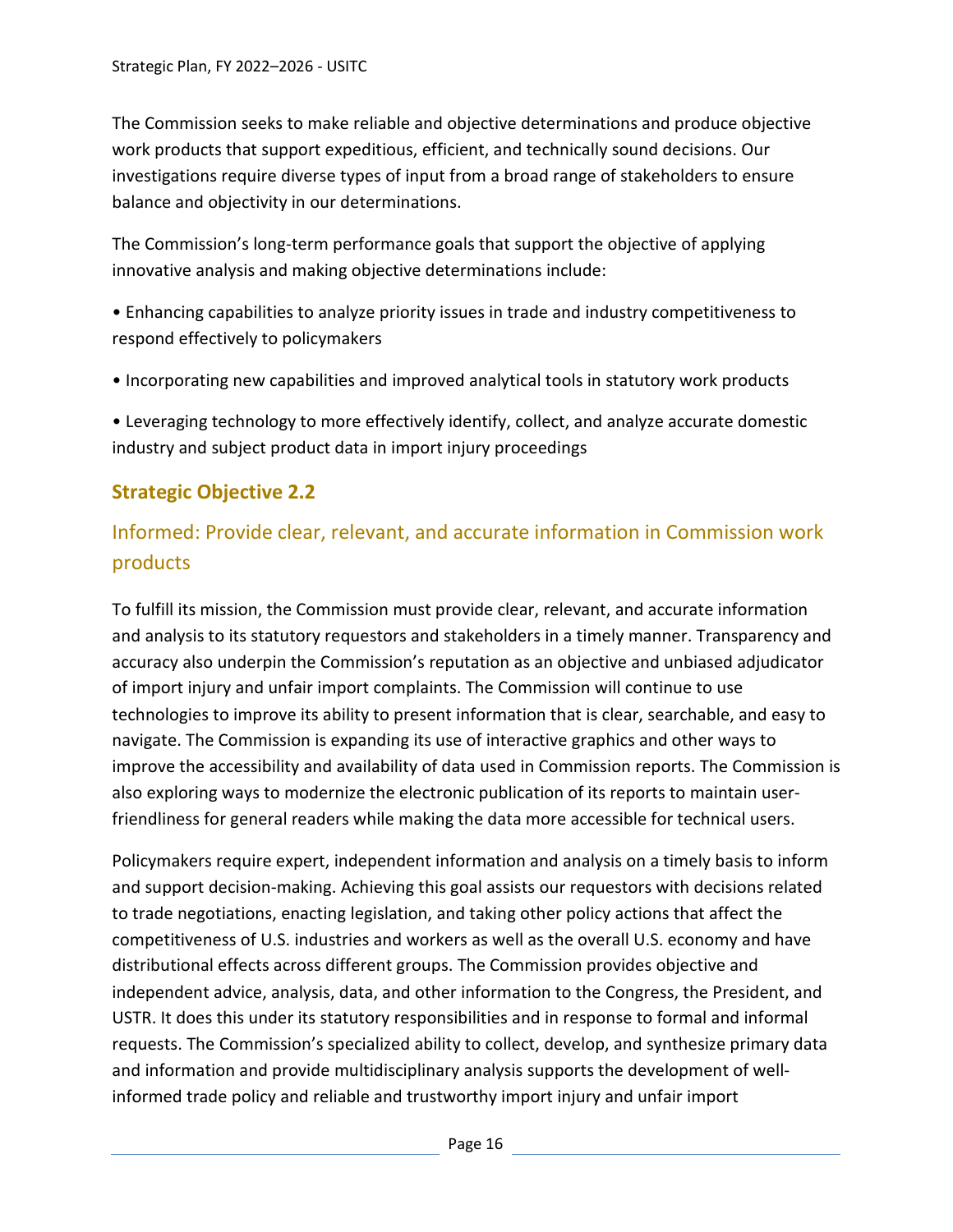The Commission seeks to make reliable and objective determinations and produce objective work products that support expeditious, efficient, and technically sound decisions. Our investigations require diverse types of input from a broad range of stakeholders to ensure balance and objectivity in our determinations.

The Commission's long-term performance goals that support the objective of applying innovative analysis and making objective determinations include:

- Enhancing capabilities to analyze priority issues in trade and industry competitiveness to respond effectively to policymakers
- Incorporating new capabilities and improved analytical tools in statutory work products
- Leveraging technology to more effectively identify, collect, and analyze accurate domestic industry and subject product data in import injury proceedings

## Strategic Objective 2.2

### Informed: Provide clear, relevant, and accurate information in Commission work products

To fulfill its mission, the Commission must provide clear, relevant, and accurate information and analysis to its statutory requestors and stakeholders in a timely manner. Transparency and accuracy also underpin the Commission's reputation as an objective and unbiased adjudicator of import injury and unfair import complaints. The Commission will continue to use technologies to improve its ability to present information that is clear, searchable, and easy to navigate. The Commission is expanding its use of interactive graphics and other ways to improve the accessibility and availability of data used in Commission reports. The Commission is also exploring ways to modernize the electronic publication of its reports to maintain user-friendliness for general readers while making the data more accessible for technical users.

Policymakers require expert, independent information and analysis on a timely basis to inform and support decision-making. Achieving this goal assists our requestors with decisions related to trade negotiations, enacting legislation, and taking other policy actions that affect the competitiveness of U.S. industries and workers as well as the overall U.S. economy and have distributional effects across different groups. The Commission provides objective and independent advice, analysis, data, and other information to the Congress, the President, and USTR. It does this under its statutory responsibilities and in response to formal and informal requests. The Commission's specialized ability to collect, develop, and synthesize primary data and information and provide multidisciplinary analysis supports the development of well-informed trade policy and reliable and trustworthy import injury and unfair import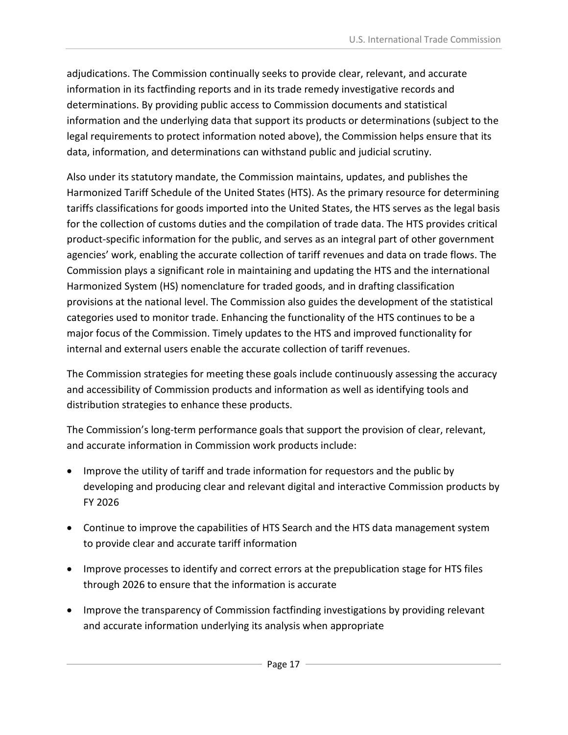adjudications. The Commission continually seeks to provide clear, relevant, and accurate information in its factfinding reports and in its trade remedy investigative records and determinations. By providing public access to Commission documents and statistical information and the underlying data that support its products or determinations (subject to the legal requirements to protect information noted above), the Commission helps ensure that its data, information, and determinations can withstand public and judicial scrutiny.

Also under its statutory mandate, the Commission maintains, updates, and publishes the Harmonized Tariff Schedule of the United States (HTS). As the primary resource for determining tariffs classifications for goods imported into the United States, the HTS serves as the legal basis for the collection of customs duties and the compilation of trade data. The HTS provides critical product-specific information for the public, and serves as an integral part of other government agencies' work, enabling the accurate collection of tariff revenues and data on trade flows. The Commission plays a significant role in maintaining and updating the HTS and the international Harmonized System (HS) nomenclature for traded goods, and in drafting classification provisions at the national level. The Commission also guides the development of the statistical categories used to monitor trade. Enhancing the functionality of the HTS continues to be a major focus of the Commission. Timely updates to the HTS and improved functionality for internal and external users enable the accurate collection of tariff revenues.

The Commission strategies for meeting these goals include continuously assessing the accuracy and accessibility of Commission products and information as well as identifying tools and distribution strategies to enhance these products.

The Commission's long-term performance goals that support the provision of clear, relevant, and accurate information in Commission work products include:

- Improve the utility of tariff and trade information for requestors and the public by developing and producing clear and relevant digital and interactive Commission products by FY 2026
- Continue to improve the capabilities of HTS Search and the HTS data management system to provide clear and accurate tariff information
- Improve processes to identify and correct errors at the prepublication stage for HTS files through 2026 to ensure that the information is accurate
- Improve the transparency of Commission factfinding investigations by providing relevant and accurate information underlying its analysis when appropriate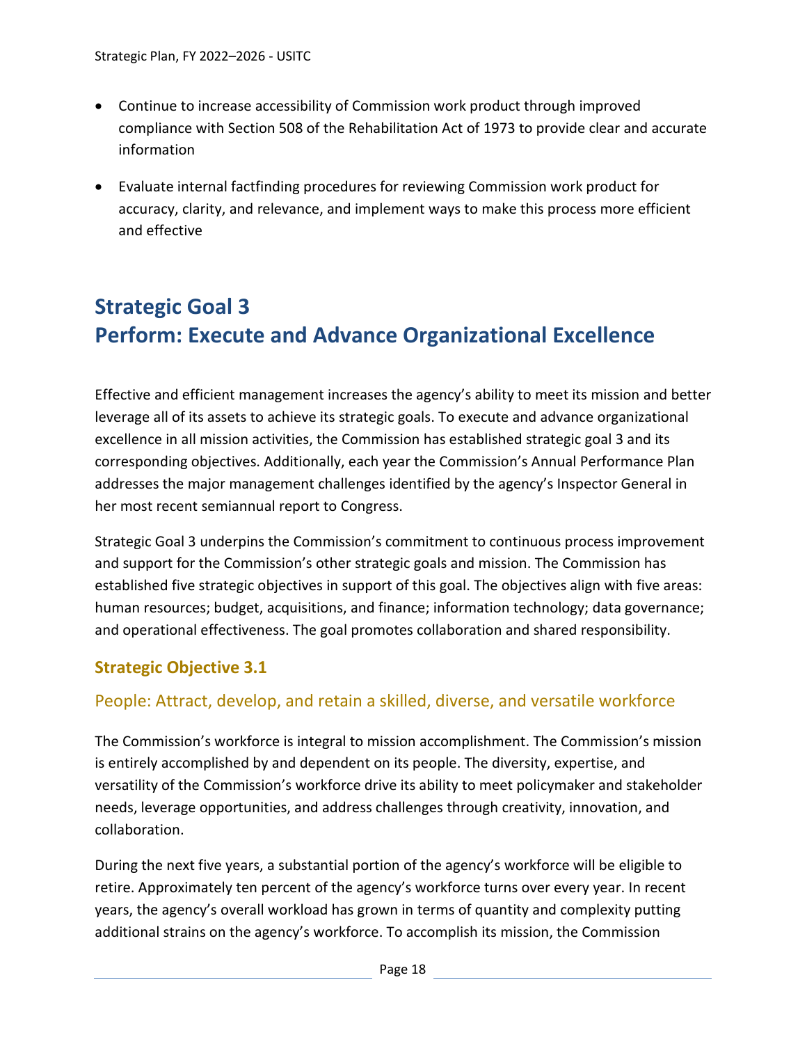- Continue to increase accessibility of Commission work product through improved compliance with Section 508 of the Rehabilitation Act of 1973 to provide clear and accurate information
- Evaluate internal factfinding procedures for reviewing Commission work product for accuracy, clarity, and relevance, and implement ways to make this process more efficient and effective

## Strategic Goal 3
## Perform: Execute and Advance Organizational Excellence

Effective and efficient management increases the agency's ability to meet its mission and better leverage all of its assets to achieve its strategic goals. To execute and advance organizational excellence in all mission activities, the Commission has established strategic goal 3 and its corresponding objectives. Additionally, each year the Commission's Annual Performance Plan addresses the major management challenges identified by the agency's Inspector General in her most recent semiannual report to Congress.

Strategic Goal 3 underpins the Commission's commitment to continuous process improvement and support for the Commission's other strategic goals and mission. The Commission has established five strategic objectives in support of this goal. The objectives align with five areas: human resources; budget, acquisitions, and finance; information technology; data governance; and operational effectiveness. The goal promotes collaboration and shared responsibility.

### Strategic Objective 3.1

#### People: Attract, develop, and retain a skilled, diverse, and versatile workforce

The Commission's workforce is integral to mission accomplishment. The Commission's mission is entirely accomplished by and dependent on its people. The diversity, expertise, and versatility of the Commission's workforce drive its ability to meet policymaker and stakeholder needs, leverage opportunities, and address challenges through creativity, innovation, and collaboration.

During the next five years, a substantial portion of the agency's workforce will be eligible to retire. Approximately ten percent of the agency's workforce turns over every year. In recent years, the agency's overall workload has grown in terms of quantity and complexity putting additional strains on the agency's workforce. To accomplish its mission, the Commission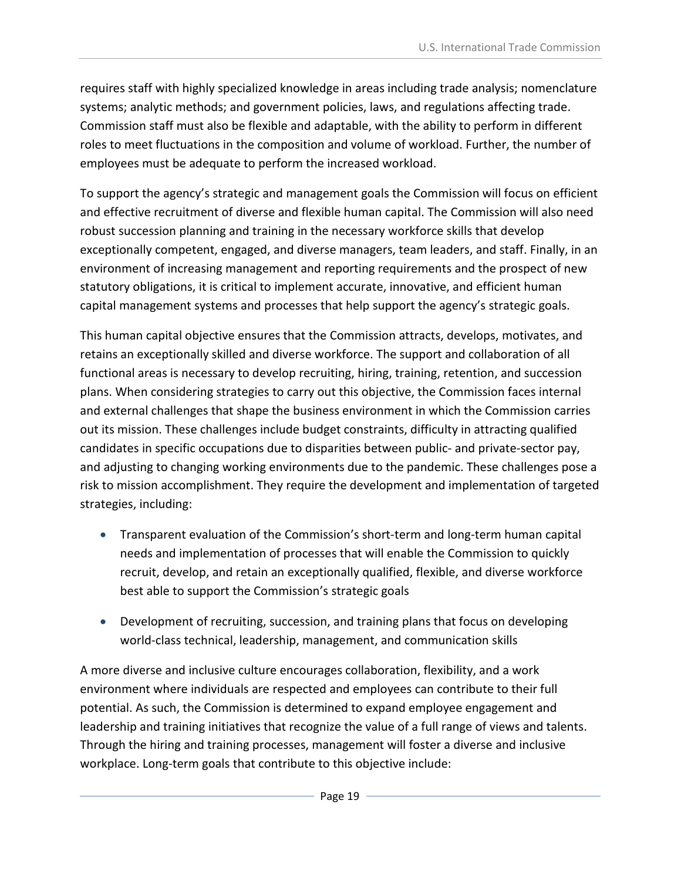requires staff with highly specialized knowledge in areas including trade analysis; nomenclature systems; analytic methods; and government policies, laws, and regulations affecting trade. Commission staff must also be flexible and adaptable, with the ability to perform in different roles to meet fluctuations in the composition and volume of workload. Further, the number of employees must be adequate to perform the increased workload.

To support the agency's strategic and management goals the Commission will focus on efficient and effective recruitment of diverse and flexible human capital. The Commission will also need robust succession planning and training in the necessary workforce skills that develop exceptionally competent, engaged, and diverse managers, team leaders, and staff. Finally, in an environment of increasing management and reporting requirements and the prospect of new statutory obligations, it is critical to implement accurate, innovative, and efficient human capital management systems and processes that help support the agency's strategic goals.

This human capital objective ensures that the Commission attracts, develops, motivates, and retains an exceptionally skilled and diverse workforce. The support and collaboration of all functional areas is necessary to develop recruiting, hiring, training, retention, and succession plans. When considering strategies to carry out this objective, the Commission faces internal and external challenges that shape the business environment in which the Commission carries out its mission. These challenges include budget constraints, difficulty in attracting qualified candidates in specific occupations due to disparities between public- and private-sector pay, and adjusting to changing working environments due to the pandemic. These challenges pose a risk to mission accomplishment. They require the development and implementation of targeted strategies, including:

- Transparent evaluation of the Commission's short-term and long-term human capital needs and implementation of processes that will enable the Commission to quickly recruit, develop, and retain an exceptionally qualified, flexible, and diverse workforce best able to support the Commission's strategic goals
- Development of recruiting, succession, and training plans that focus on developing world-class technical, leadership, management, and communication skills

A more diverse and inclusive culture encourages collaboration, flexibility, and a work environment where individuals are respected and employees can contribute to their full potential. As such, the Commission is determined to expand employee engagement and leadership and training initiatives that recognize the value of a full range of views and talents. Through the hiring and training processes, management will foster a diverse and inclusive workplace. Long-term goals that contribute to this objective include: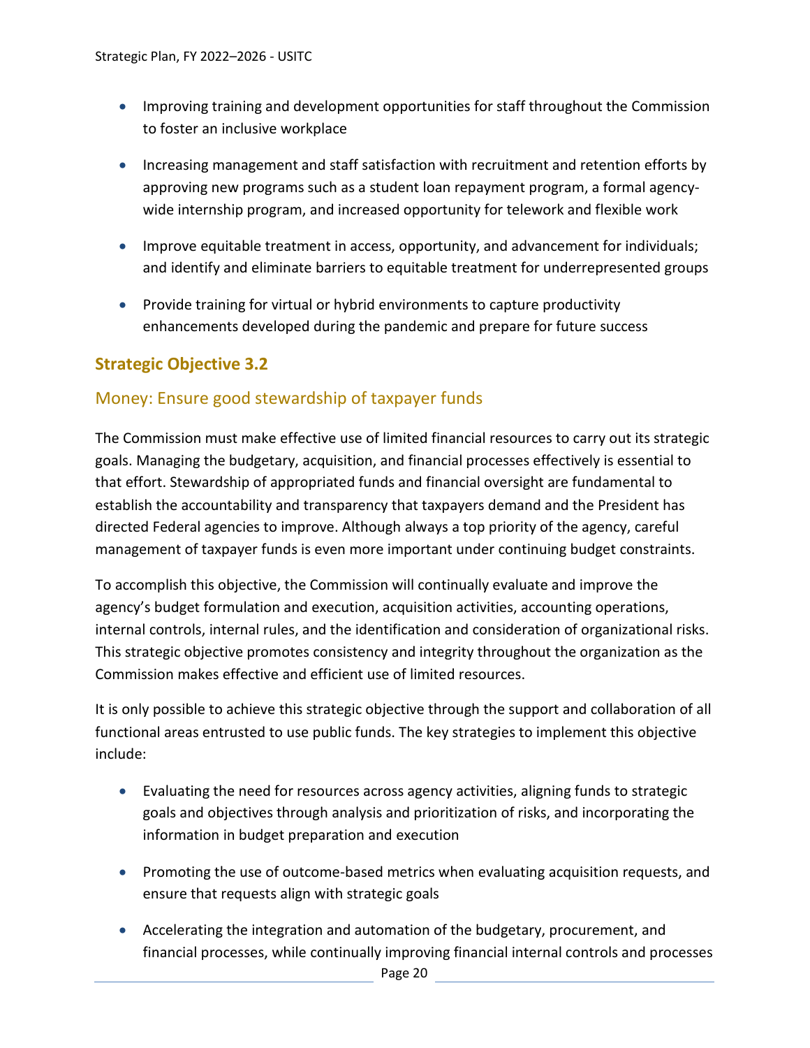- Improving training and development opportunities for staff throughout the Commission to foster an inclusive workplace
- Increasing management and staff satisfaction with recruitment and retention efforts by approving new programs such as a student loan repayment program, a formal agency-wide internship program, and increased opportunity for telework and flexible work
- Improve equitable treatment in access, opportunity, and advancement for individuals; and identify and eliminate barriers to equitable treatment for underrepresented groups
- Provide training for virtual or hybrid environments to capture productivity enhancements developed during the pandemic and prepare for future success

## Strategic Objective 3.2

### Money: Ensure good stewardship of taxpayer funds

The Commission must make effective use of limited financial resources to carry out its strategic goals. Managing the budgetary, acquisition, and financial processes effectively is essential to that effort. Stewardship of appropriated funds and financial oversight are fundamental to establish the accountability and transparency that taxpayers demand and the President has directed Federal agencies to improve. Although always a top priority of the agency, careful management of taxpayer funds is even more important under continuing budget constraints.

To accomplish this objective, the Commission will continually evaluate and improve the agency's budget formulation and execution, acquisition activities, accounting operations, internal controls, internal rules, and the identification and consideration of organizational risks. This strategic objective promotes consistency and integrity throughout the organization as the Commission makes effective and efficient use of limited resources.

It is only possible to achieve this strategic objective through the support and collaboration of all functional areas entrusted to use public funds. The key strategies to implement this objective include:

- Evaluating the need for resources across agency activities, aligning funds to strategic goals and objectives through analysis and prioritization of risks, and incorporating the information in budget preparation and execution
- Promoting the use of outcome-based metrics when evaluating acquisition requests, and ensure that requests align with strategic goals
- Accelerating the integration and automation of the budgetary, procurement, and financial processes, while continually improving financial internal controls and processes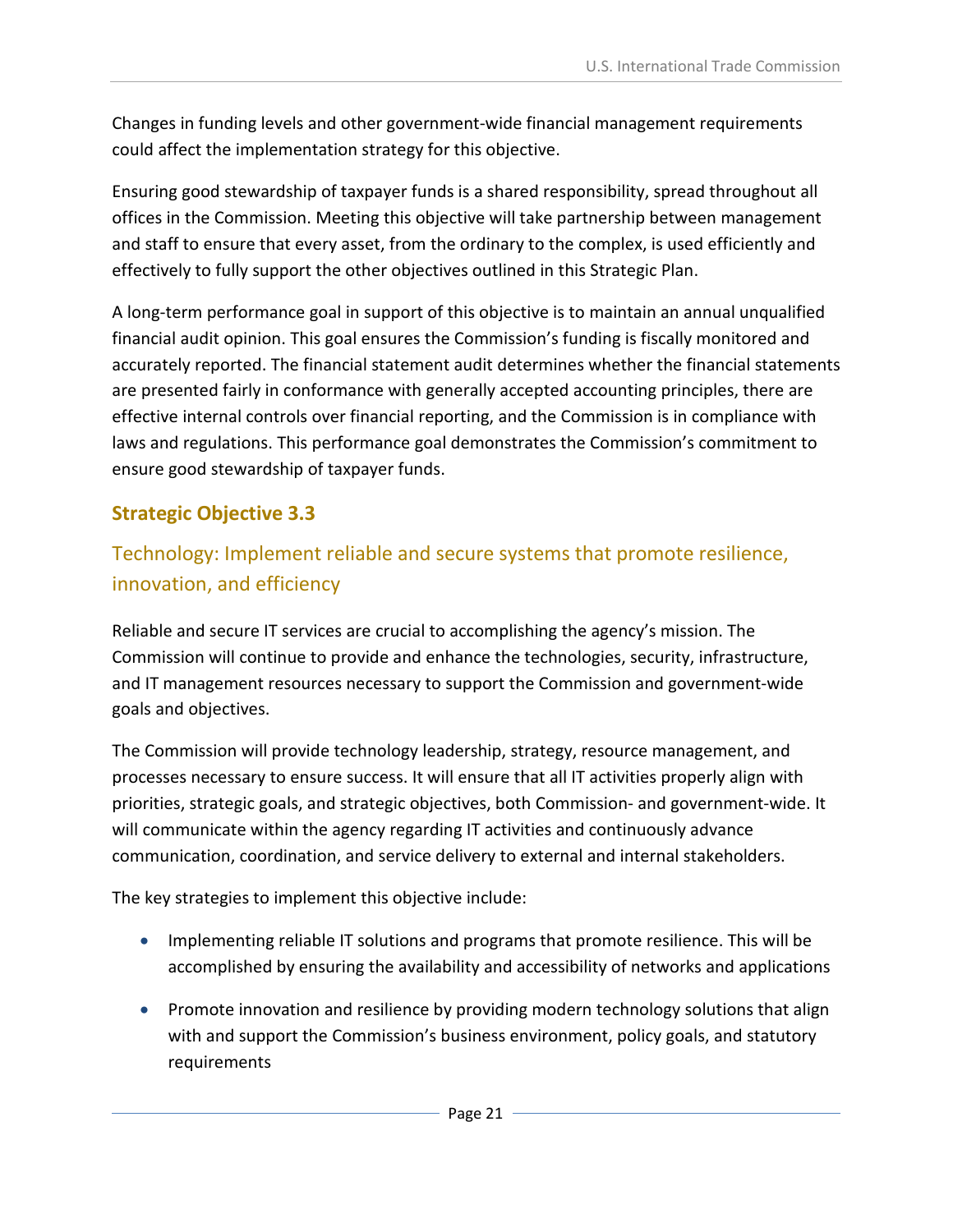Changes in funding levels and other government-wide financial management requirements could affect the implementation strategy for this objective.

Ensuring good stewardship of taxpayer funds is a shared responsibility, spread throughout all offices in the Commission. Meeting this objective will take partnership between management and staff to ensure that every asset, from the ordinary to the complex, is used efficiently and effectively to fully support the other objectives outlined in this Strategic Plan.

A long-term performance goal in support of this objective is to maintain an annual unqualified financial audit opinion. This goal ensures the Commission's funding is fiscally monitored and accurately reported. The financial statement audit determines whether the financial statements are presented fairly in conformance with generally accepted accounting principles, there are effective internal controls over financial reporting, and the Commission is in compliance with laws and regulations. This performance goal demonstrates the Commission's commitment to ensure good stewardship of taxpayer funds.

## Strategic Objective 3.3

### Technology: Implement reliable and secure systems that promote resilience, innovation, and efficiency

Reliable and secure IT services are crucial to accomplishing the agency's mission. The Commission will continue to provide and enhance the technologies, security, infrastructure, and IT management resources necessary to support the Commission and government-wide goals and objectives.

The Commission will provide technology leadership, strategy, resource management, and processes necessary to ensure success. It will ensure that all IT activities properly align with priorities, strategic goals, and strategic objectives, both Commission- and government-wide. It will communicate within the agency regarding IT activities and continuously advance communication, coordination, and service delivery to external and internal stakeholders.

The key strategies to implement this objective include:

- Implementing reliable IT solutions and programs that promote resilience. This will be accomplished by ensuring the availability and accessibility of networks and applications
- Promote innovation and resilience by providing modern technology solutions that align with and support the Commission's business environment, policy goals, and statutory requirements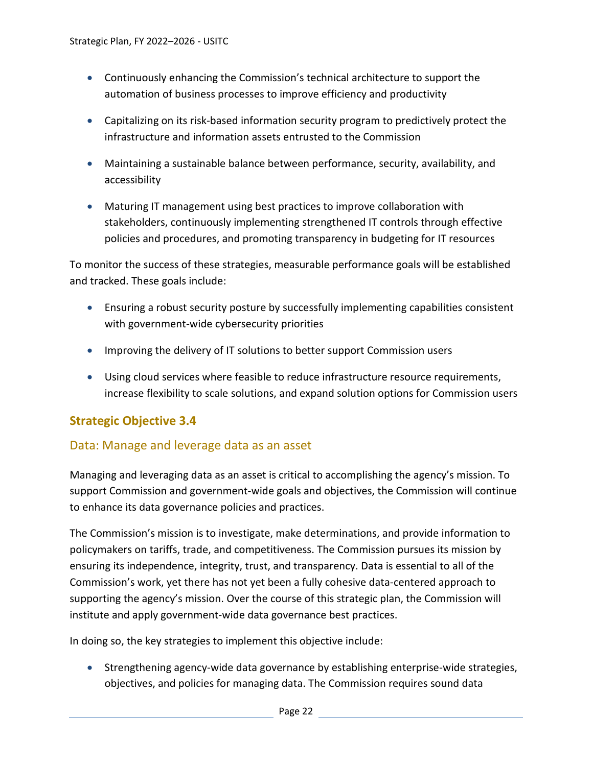- Continuously enhancing the Commission's technical architecture to support the automation of business processes to improve efficiency and productivity
- Capitalizing on its risk-based information security program to predictively protect the infrastructure and information assets entrusted to the Commission
- Maintaining a sustainable balance between performance, security, availability, and accessibility
- Maturing IT management using best practices to improve collaboration with stakeholders, continuously implementing strengthened IT controls through effective policies and procedures, and promoting transparency in budgeting for IT resources

To monitor the success of these strategies, measurable performance goals will be established and tracked. These goals include:

- Ensuring a robust security posture by successfully implementing capabilities consistent with government-wide cybersecurity priorities
- Improving the delivery of IT solutions to better support Commission users
- Using cloud services where feasible to reduce infrastructure resource requirements, increase flexibility to scale solutions, and expand solution options for Commission users

### Strategic Objective 3.4

#### Data: Manage and leverage data as an asset

Managing and leveraging data as an asset is critical to accomplishing the agency's mission. To support Commission and government-wide goals and objectives, the Commission will continue to enhance its data governance policies and practices.

The Commission's mission is to investigate, make determinations, and provide information to policymakers on tariffs, trade, and competitiveness. The Commission pursues its mission by ensuring its independence, integrity, trust, and transparency. Data is essential to all of the Commission's work, yet there has not yet been a fully cohesive data-centered approach to supporting the agency's mission. Over the course of this strategic plan, the Commission will institute and apply government-wide data governance best practices.

In doing so, the key strategies to implement this objective include:

- Strengthening agency-wide data governance by establishing enterprise-wide strategies, objectives, and policies for managing data. The Commission requires sound data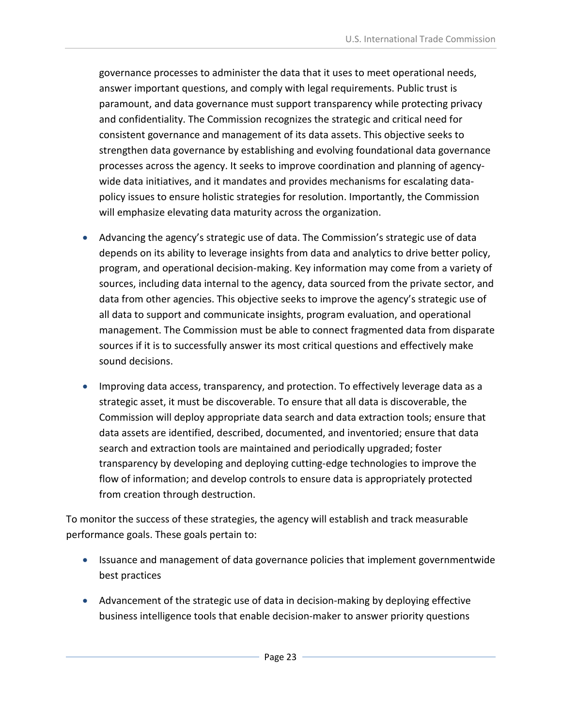governance processes to administer the data that it uses to meet operational needs, answer important questions, and comply with legal requirements. Public trust is paramount, and data governance must support transparency while protecting privacy and confidentiality. The Commission recognizes the strategic and critical need for consistent governance and management of its data assets. This objective seeks to strengthen data governance by establishing and evolving foundational data governance processes across the agency. It seeks to improve coordination and planning of agency-wide data initiatives, and it mandates and provides mechanisms for escalating data-policy issues to ensure holistic strategies for resolution. Importantly, the Commission will emphasize elevating data maturity across the organization.

- Advancing the agency's strategic use of data. The Commission's strategic use of data depends on its ability to leverage insights from data and analytics to drive better policy, program, and operational decision-making. Key information may come from a variety of sources, including data internal to the agency, data sourced from the private sector, and data from other agencies. This objective seeks to improve the agency's strategic use of all data to support and communicate insights, program evaluation, and operational management. The Commission must be able to connect fragmented data from disparate sources if it is to successfully answer its most critical questions and effectively make sound decisions.

- Improving data access, transparency, and protection. To effectively leverage data as a strategic asset, it must be discoverable. To ensure that all data is discoverable, the Commission will deploy appropriate data search and data extraction tools; ensure that data assets are identified, described, documented, and inventoried; ensure that data search and extraction tools are maintained and periodically upgraded; foster transparency by developing and deploying cutting-edge technologies to improve the flow of information; and develop controls to ensure data is appropriately protected from creation through destruction.

To monitor the success of these strategies, the agency will establish and track measurable performance goals. These goals pertain to:

- Issuance and management of data governance policies that implement governmentwide best practices

- Advancement of the strategic use of data in decision-making by deploying effective business intelligence tools that enable decision-maker to answer priority questions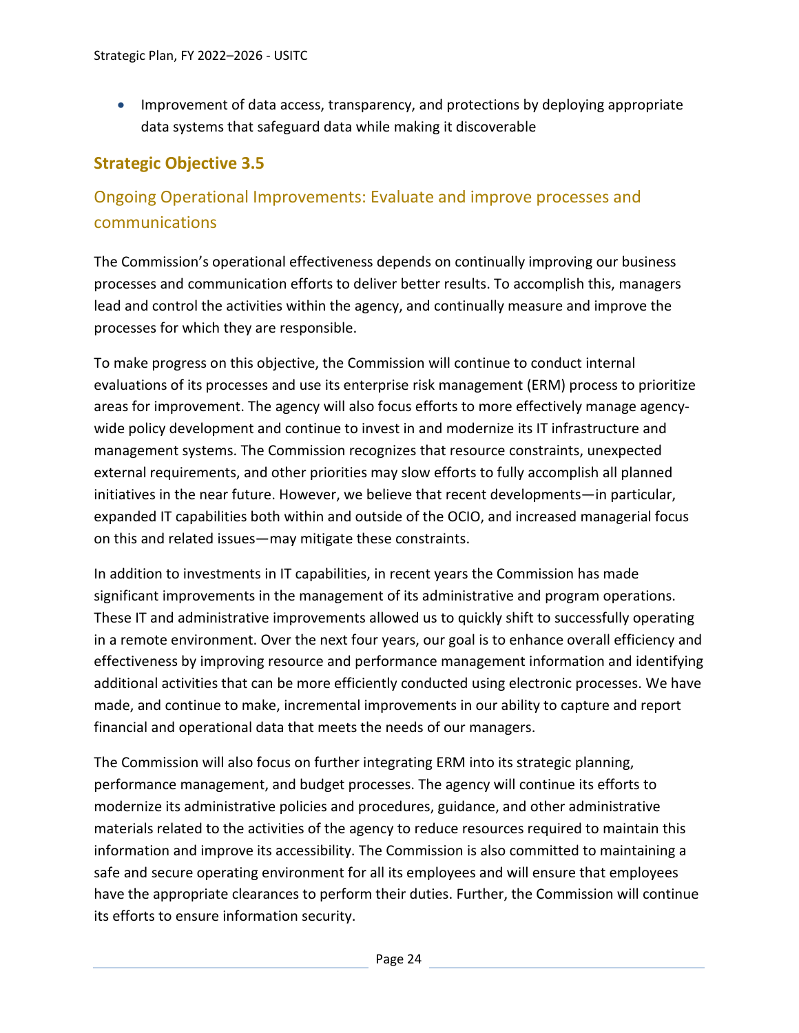- Improvement of data access, transparency, and protections by deploying appropriate data systems that safeguard data while making it discoverable

### Strategic Objective 3.5

## Ongoing Operational Improvements: Evaluate and improve processes and communications

The Commission's operational effectiveness depends on continually improving our business processes and communication efforts to deliver better results. To accomplish this, managers lead and control the activities within the agency, and continually measure and improve the processes for which they are responsible.

To make progress on this objective, the Commission will continue to conduct internal evaluations of its processes and use its enterprise risk management (ERM) process to prioritize areas for improvement. The agency will also focus efforts to more effectively manage agency-wide policy development and continue to invest in and modernize its IT infrastructure and management systems. The Commission recognizes that resource constraints, unexpected external requirements, and other priorities may slow efforts to fully accomplish all planned initiatives in the near future. However, we believe that recent developments—in particular, expanded IT capabilities both within and outside of the OCIO, and increased managerial focus on this and related issues—may mitigate these constraints.

In addition to investments in IT capabilities, in recent years the Commission has made significant improvements in the management of its administrative and program operations. These IT and administrative improvements allowed us to quickly shift to successfully operating in a remote environment. Over the next four years, our goal is to enhance overall efficiency and effectiveness by improving resource and performance management information and identifying additional activities that can be more efficiently conducted using electronic processes. We have made, and continue to make, incremental improvements in our ability to capture and report financial and operational data that meets the needs of our managers.

The Commission will also focus on further integrating ERM into its strategic planning, performance management, and budget processes. The agency will continue its efforts to modernize its administrative policies and procedures, guidance, and other administrative materials related to the activities of the agency to reduce resources required to maintain this information and improve its accessibility. The Commission is also committed to maintaining a safe and secure operating environment for all its employees and will ensure that employees have the appropriate clearances to perform their duties. Further, the Commission will continue its efforts to ensure information security.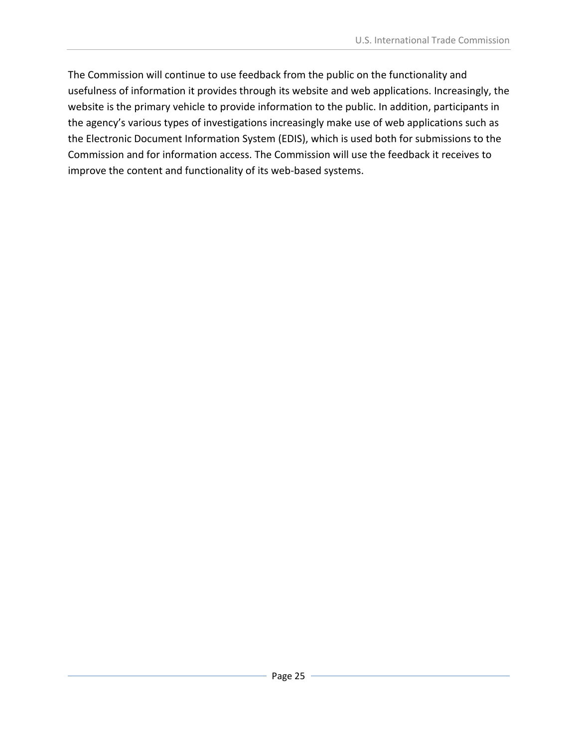The Commission will continue to use feedback from the public on the functionality and usefulness of information it provides through its website and web applications. Increasingly, the website is the primary vehicle to provide information to the public. In addition, participants in the agency's various types of investigations increasingly make use of web applications such as the Electronic Document Information System (EDIS), which is used both for submissions to the Commission and for information access. The Commission will use the feedback it receives to improve the content and functionality of its web-based systems.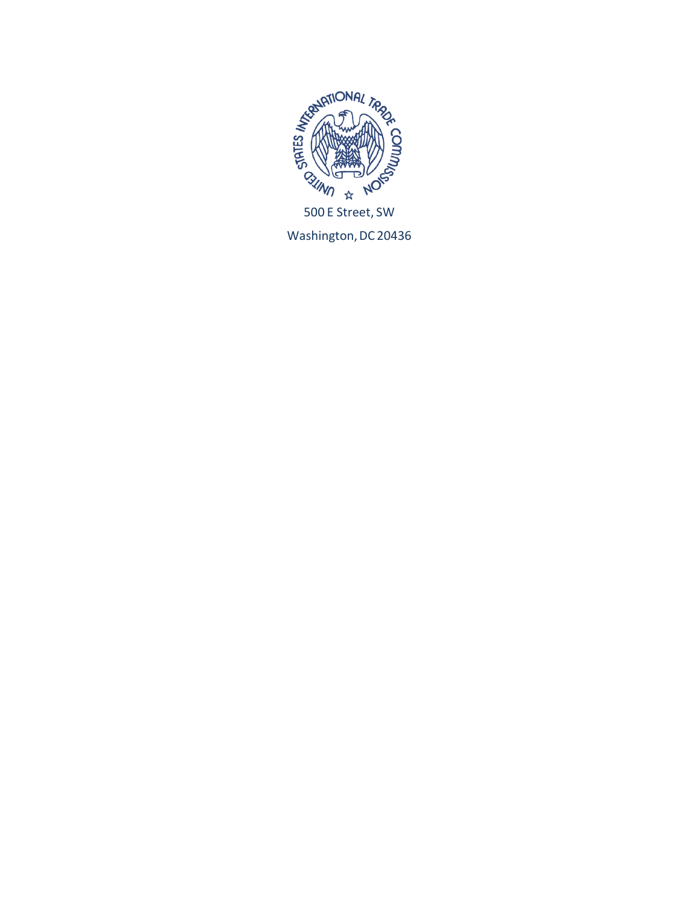500 E Street, SW

Washington, DC 20436